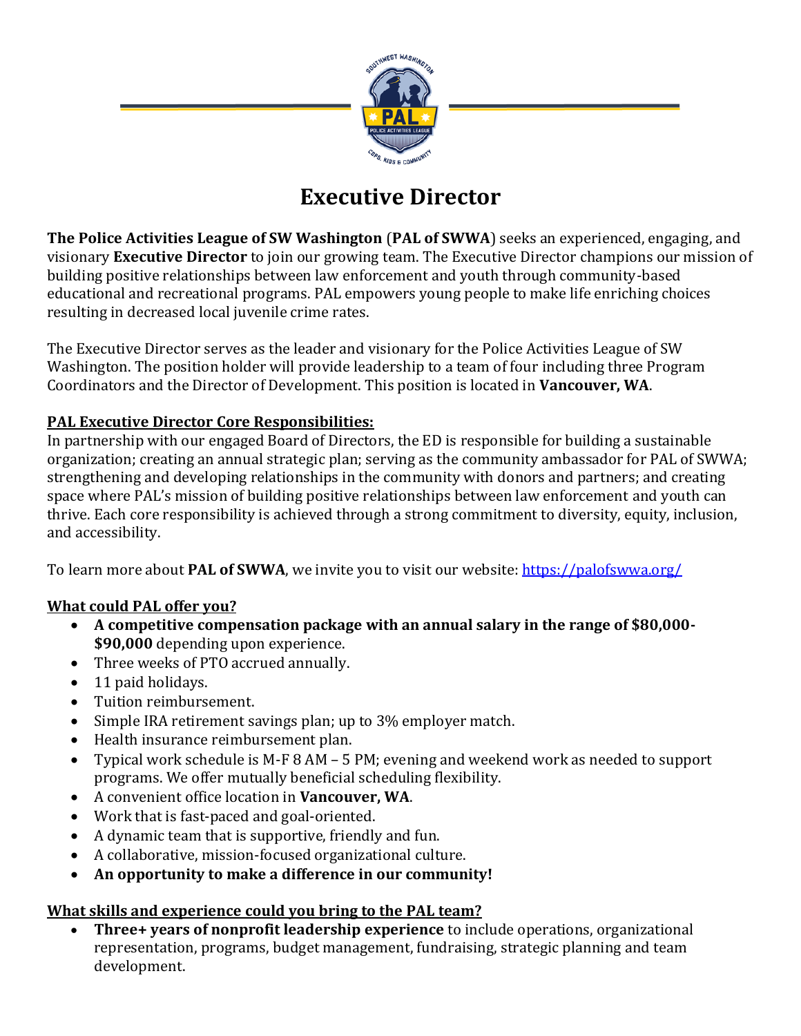# Executive Director

**The Police Activities League of SW Washington** (**PAL of SWWA**) seeks an experienced, engaging, and visionary **Executive Director** to join our growing team. The Executive Director champions our mission of building positive relationships between law enforcement and youth through community-based educational and recreational programs. PAL empowers young people to make life enriching choices resulting in decreased local juvenile crime rates.

The Executive Director serves as the leader and visionary for the Police Activities League of SW Washington. The position holder will provide leadership to a team of four including three Program Coordinators and the Director of Development. This position is located in **Vancouver, WA**.

**PAL Executive Director Core Responsibilities:**

In partnership with our engaged Board of Directors, the ED is responsible for building a sustainable organization; creating an annual strategic plan; serving as the community ambassador for PAL of SWWA; strengthening and developing relationships in the community with donors and partners; and creating space where PAL's mission of building positive relationships between law enforcement and youth can thrive. Each core responsibility is achieved through a strong commitment to diversity, equity, inclusion, and accessibility.

To learn more about **PAL of SWWA**, we invite you to visit our website: https://palofswwa.org/

**What could PAL offer you?**

- **A competitive compensation package with an annual salary in the range of $80,000-$90,000** depending upon experience.
- Three weeks of PTO accrued annually.
- 11 paid holidays.
- Tuition reimbursement.
- Simple IRA retirement savings plan; up to 3% employer match.
- Health insurance reimbursement plan.
- Typical work schedule is M-F 8 AM – 5 PM; evening and weekend work as needed to support programs. We offer mutually beneficial scheduling flexibility.
- A convenient office location in **Vancouver, WA**.
- Work that is fast-paced and goal-oriented.
- A dynamic team that is supportive, friendly and fun.
- A collaborative, mission-focused organizational culture.
- **An opportunity to make a difference in our community!**

**What skills and experience could you bring to the PAL team?**

- **Three+ years of nonprofit leadership experience** to include operations, organizational representation, programs, budget management, fundraising, strategic planning and team development.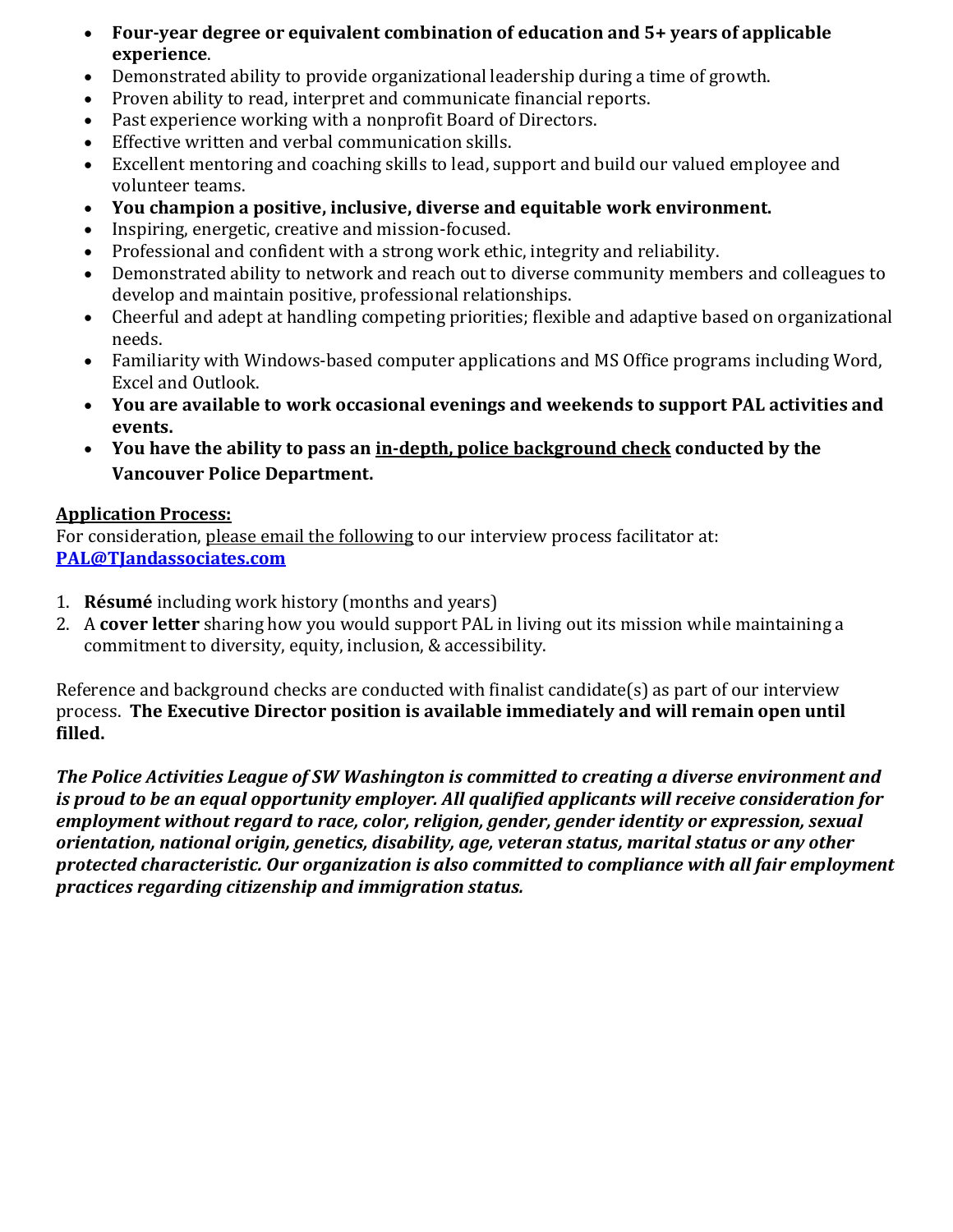- **Four-year degree or equivalent combination of education and 5+ years of applicable experience**.
- Demonstrated ability to provide organizational leadership during a time of growth.
- Proven ability to read, interpret and communicate financial reports.
- Past experience working with a nonprofit Board of Directors.
- Effective written and verbal communication skills.
- Excellent mentoring and coaching skills to lead, support and build our valued employee and volunteer teams.
- **You champion a positive, inclusive, diverse and equitable work environment.**
- Inspiring, energetic, creative and mission-focused.
- Professional and confident with a strong work ethic, integrity and reliability.
- Demonstrated ability to network and reach out to diverse community members and colleagues to develop and maintain positive, professional relationships.
- Cheerful and adept at handling competing priorities; flexible and adaptive based on organizational needs.
- Familiarity with Windows-based computer applications and MS Office programs including Word, Excel and Outlook.
- **You are available to work occasional evenings and weekends to support PAL activities and events.**
- **You have the ability to pass an in-depth, police background check conducted by the Vancouver Police Department.**

**Application Process:**

For consideration, please email the following to our interview process facilitator at: **PAL@TJandassociates.com**

1. **Résumé** including work history (months and years)
2. A **cover letter** sharing how you would support PAL in living out its mission while maintaining a commitment to diversity, equity, inclusion, & accessibility.

Reference and background checks are conducted with finalist candidate(s) as part of our interview process. **The Executive Director position is available immediately and will remain open until filled.**

***The Police Activities League of SW Washington is committed to creating a diverse environment and is proud to be an equal opportunity employer. All qualified applicants will receive consideration for employment without regard to race, color, religion, gender, gender identity or expression, sexual orientation, national origin, genetics, disability, age, veteran status, marital status or any other protected characteristic. Our organization is also committed to compliance with all fair employment practices regarding citizenship and immigration status.***